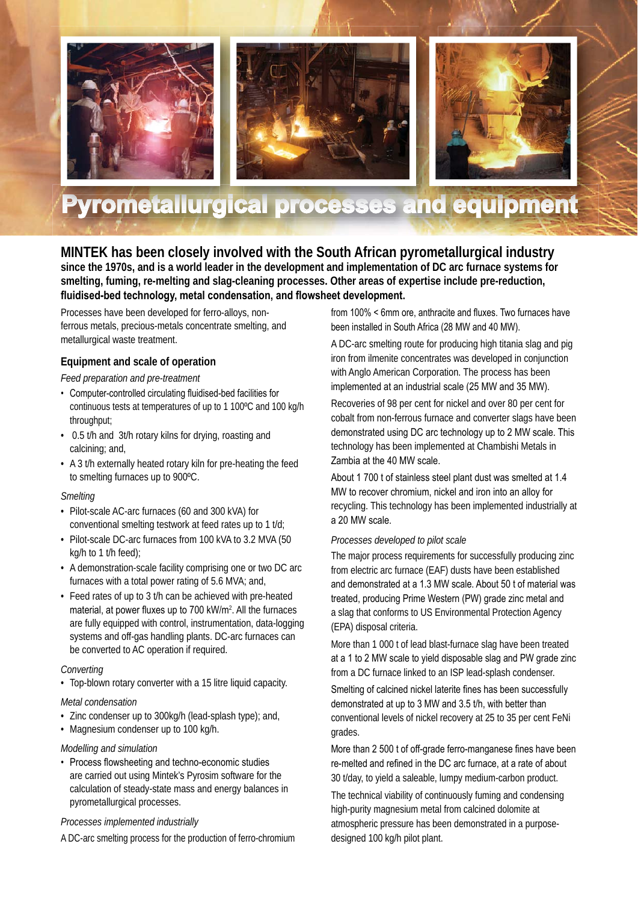# Pyrometallurgical processes and equipment

**MINTEK has been closely involved with the South African pyrometallurgical industry since the 1970s, and is a world leader in the development and implementation of DC arc furnace systems for smelting, fuming, re-melting and slag-cleaning processes. Other areas of expertise include pre-reduction, fluidised-bed technology, metal condensation, and flowsheet development.**

Processes have been developed for ferro-alloys, non-ferrous metals, precious-metals concentrate smelting, and metallurgical waste treatment.

## Equipment and scale of operation

*Feed preparation and pre-treatment*

- Computer-controlled circulating fluidised-bed facilities for continuous tests at temperatures of up to 1 100ºC and 100 kg/h throughput;
- 0.5 t/h and 3t/h rotary kilns for drying, roasting and calcining; and,
- A 3 t/h externally heated rotary kiln for pre-heating the feed to smelting furnaces up to 900ºC.

*Smelting*

- Pilot-scale AC-arc furnaces (60 and 300 kVA) for conventional smelting testwork at feed rates up to 1 t/d;
- Pilot-scale DC-arc furnaces from 100 kVA to 3.2 MVA (50 kg/h to 1 t/h feed);
- A demonstration-scale facility comprising one or two DC arc furnaces with a total power rating of 5.6 MVA; and,
- Feed rates of up to 3 t/h can be achieved with pre-heated material, at power fluxes up to 700 kW/m$^2$. All the furnaces are fully equipped with control, instrumentation, data-logging systems and off-gas handling plants. DC-arc furnaces can be converted to AC operation if required.

*Converting*

- Top-blown rotary converter with a 15 litre liquid capacity.

*Metal condensation*

- Zinc condenser up to 300kg/h (lead-splash type); and,
- Magnesium condenser up to 100 kg/h.

*Modelling and simulation*

- Process flowsheeting and techno-economic studies are carried out using Mintek's Pyrosim software for the calculation of steady-state mass and energy balances in pyrometallurgical processes.

*Processes implemented industrially*

A DC-arc smelting process for the production of ferro-chromium from 100% < 6mm ore, anthracite and fluxes. Two furnaces have been installed in South Africa (28 MW and 40 MW).

A DC-arc smelting route for producing high titania slag and pig iron from ilmenite concentrates was developed in conjunction with Anglo American Corporation. The process has been implemented at an industrial scale (25 MW and 35 MW).

Recoveries of 98 per cent for nickel and over 80 per cent for cobalt from non-ferrous furnace and converter slags have been demonstrated using DC arc technology up to 2 MW scale. This technology has been implemented at Chambishi Metals in Zambia at the 40 MW scale.

About 1 700 t of stainless steel plant dust was smelted at 1.4 MW to recover chromium, nickel and iron into an alloy for recycling. This technology has been implemented industrially at a 20 MW scale.

*Processes developed to pilot scale*

The major process requirements for successfully producing zinc from electric arc furnace (EAF) dusts have been established and demonstrated at a 1.3 MW scale. About 50 t of material was treated, producing Prime Western (PW) grade zinc metal and a slag that conforms to US Environmental Protection Agency (EPA) disposal criteria.

More than 1 000 t of lead blast-furnace slag have been treated at a 1 to 2 MW scale to yield disposable slag and PW grade zinc from a DC furnace linked to an ISP lead-splash condenser.

Smelting of calcined nickel laterite fines has been successfully demonstrated at up to 3 MW and 3.5 t/h, with better than conventional levels of nickel recovery at 25 to 35 per cent FeNi grades.

More than 2 500 t of off-grade ferro-manganese fines have been re-melted and refined in the DC arc furnace, at a rate of about 30 t/day, to yield a saleable, lumpy medium-carbon product.

The technical viability of continuously fuming and condensing high-purity magnesium metal from calcined dolomite at atmospheric pressure has been demonstrated in a purpose-designed 100 kg/h pilot plant.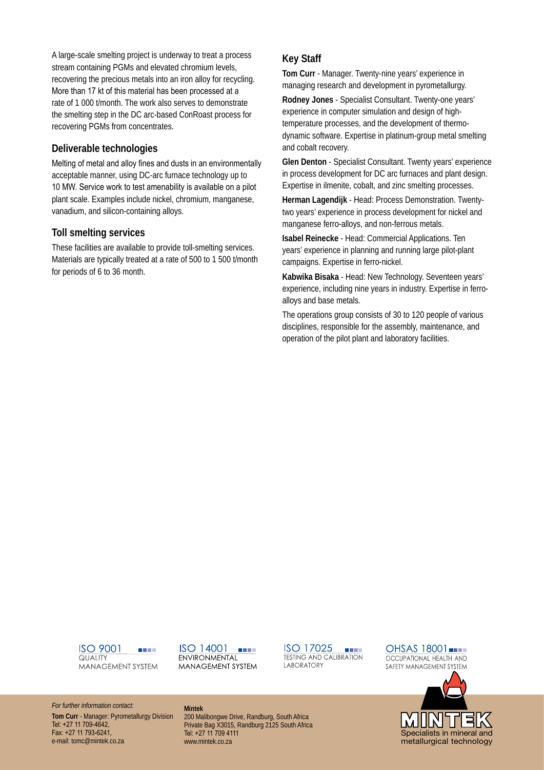A large-scale smelting project is underway to treat a process stream containing PGMs and elevated chromium levels, recovering the precious metals into an iron alloy for recycling. More than 17 kt of this material has been processed at a rate of 1 000 t/month. The work also serves to demonstrate the smelting step in the DC arc-based ConRoast process for recovering PGMs from concentrates.

## Deliverable technologies

Melting of metal and alloy fines and dusts in an environmentally acceptable manner, using DC-arc furnace technology up to 10 MW. Service work to test amenability is available on a pilot plant scale. Examples include nickel, chromium, manganese, vanadium, and silicon-containing alloys.

## Toll smelting services

These facilities are available to provide toll-smelting services. Materials are typically treated at a rate of 500 to 1 500 t/month for periods of 6 to 36 month.

## Key Staff

**Tom Curr** - Manager. Twenty-nine years' experience in managing research and development in pyrometallurgy.

**Rodney Jones** - Specialist Consultant. Twenty-one years' experience in computer simulation and design of high-temperature processes, and the development of thermo-dynamic software. Expertise in platinum-group metal smelting and cobalt recovery.

**Glen Denton** - Specialist Consultant. Twenty years' experience in process development for DC arc furnaces and plant design. Expertise in ilmenite, cobalt, and zinc smelting processes.

**Herman Lagendijk** - Head: Process Demonstration. Twenty-two years' experience in process development for nickel and manganese ferro-alloys, and non-ferrous metals.

**Isabel Reinecke** - Head: Commercial Applications. Ten years' experience in planning and running large pilot-plant campaigns. Expertise in ferro-nickel.

**Kabwika Bisaka** - Head: New Technology. Seventeen years' experience, including nine years in industry. Expertise in ferro-alloys and base metals.

The operations group consists of 30 to 120 people of various disciplines, responsible for the assembly, maintenance, and operation of the pilot plant and laboratory facilities.

ISO 9001 QUALITY MANAGEMENT SYSTEM

ISO 14001 ENVIRONMENTAL MANAGEMENT SYSTEM

ISO 17025 TESTING AND CALIBRATION LABORATORY

OHSAS 18001 OCCUPATIONAL HEALTH AND SAFETY MANAGEMENT SYSTEM

*For further information contact:*

**Tom Curr** - Manager: Pyrometallurgy Division
Tel: +27 11 709-4642,
Fax: +27 11 793-6241,
e-mail: tomc@mintek.co.za

**Mintek**
200 Malibongwe Drive, Randburg, South Africa
Private Bag X3015, Randburg 2125 South Africa
Tel: +27 11 709 4111
www.mintek.co.za

MINTEK
Specialists in mineral and metallurgical technology